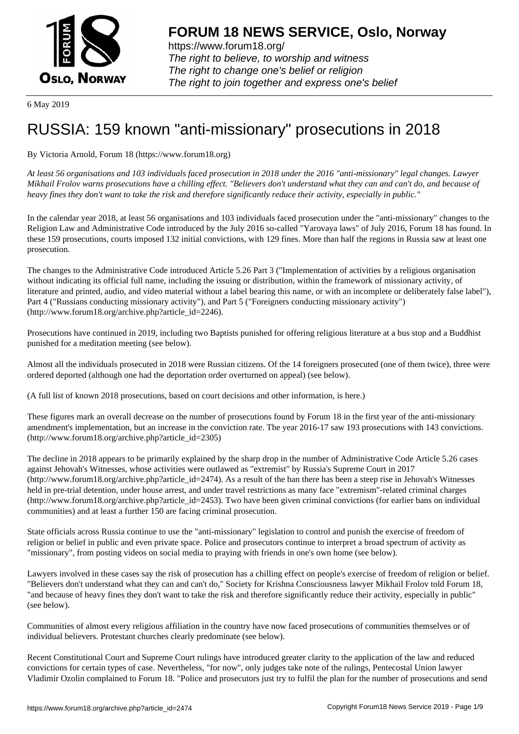# FORUM 18 NEWS SERVICE, Oslo, Norway

https://www.forum18.org/
*The right to believe, to worship and witness*
*The right to change one's belief or religion*
*The right to join together and express one's belief*

6 May 2019

# RUSSIA: 159 known "anti-missionary" prosecutions in 2018

By Victoria Arnold, Forum 18 (https://www.forum18.org)

*At least 56 organisations and 103 individuals faced prosecution in 2018 under the 2016 "anti-missionary" legal changes. Lawyer Mikhail Frolov warns prosecutions have a chilling effect. "Believers don't understand what they can and can't do, and because of heavy fines they don't want to take the risk and therefore significantly reduce their activity, especially in public."*

In the calendar year 2018, at least 56 organisations and 103 individuals faced prosecution under the "anti-missionary" changes to the Religion Law and Administrative Code introduced by the July 2016 so-called "Yarovaya laws" of July 2016, Forum 18 has found. In these 159 prosecutions, courts imposed 132 initial convictions, with 129 fines. More than half the regions in Russia saw at least one prosecution.

The changes to the Administrative Code introduced Article 5.26 Part 3 ("Implementation of activities by a religious organisation without indicating its official full name, including the issuing or distribution, within the framework of missionary activity, of literature and printed, audio, and video material without a label bearing this name, or with an incomplete or deliberately false label"), Part 4 ("Russians conducting missionary activity"), and Part 5 ("Foreigners conducting missionary activity") (http://www.forum18.org/archive.php?article_id=2246).

Prosecutions have continued in 2019, including two Baptists punished for offering religious literature at a bus stop and a Buddhist punished for a meditation meeting (see below).

Almost all the individuals prosecuted in 2018 were Russian citizens. Of the 14 foreigners prosecuted (one of them twice), three were ordered deported (although one had the deportation order overturned on appeal) (see below).

(A full list of known 2018 prosecutions, based on court decisions and other information, is here.)

These figures mark an overall decrease on the number of prosecutions found by Forum 18 in the first year of the anti-missionary amendment's implementation, but an increase in the conviction rate. The year 2016-17 saw 193 prosecutions with 143 convictions. (http://www.forum18.org/archive.php?article_id=2305)

The decline in 2018 appears to be primarily explained by the sharp drop in the number of Administrative Code Article 5.26 cases against Jehovah's Witnesses, whose activities were outlawed as "extremist" by Russia's Supreme Court in 2017 (http://www.forum18.org/archive.php?article_id=2474). As a result of the ban there has been a steep rise in Jehovah's Witnesses held in pre-trial detention, under house arrest, and under travel restrictions as many face "extremism"-related criminal charges (http://www.forum18.org/archive.php?article_id=2453). Two have been given criminal convictions (for earlier bans on individual communities) and at least a further 150 are facing criminal prosecution.

State officials across Russia continue to use the "anti-missionary" legislation to control and punish the exercise of freedom of religion or belief in public and even private space. Police and prosecutors continue to interpret a broad spectrum of activity as "missionary", from posting videos on social media to praying with friends in one's own home (see below).

Lawyers involved in these cases say the risk of prosecution has a chilling effect on people's exercise of freedom of religion or belief. "Believers don't understand what they can and can't do," Society for Krishna Consciousness lawyer Mikhail Frolov told Forum 18, "and because of heavy fines they don't want to take the risk and therefore significantly reduce their activity, especially in public" (see below).

Communities of almost every religious affiliation in the country have now faced prosecutions of communities themselves or of individual believers. Protestant churches clearly predominate (see below).

Recent Constitutional Court and Supreme Court rulings have introduced greater clarity to the application of the law and reduced convictions for certain types of case. Nevertheless, "for now", only judges take note of the rulings, Pentecostal Union lawyer Vladimir Ozolin complained to Forum 18. "Police and prosecutors just try to fulfil the plan for the number of prosecutions and send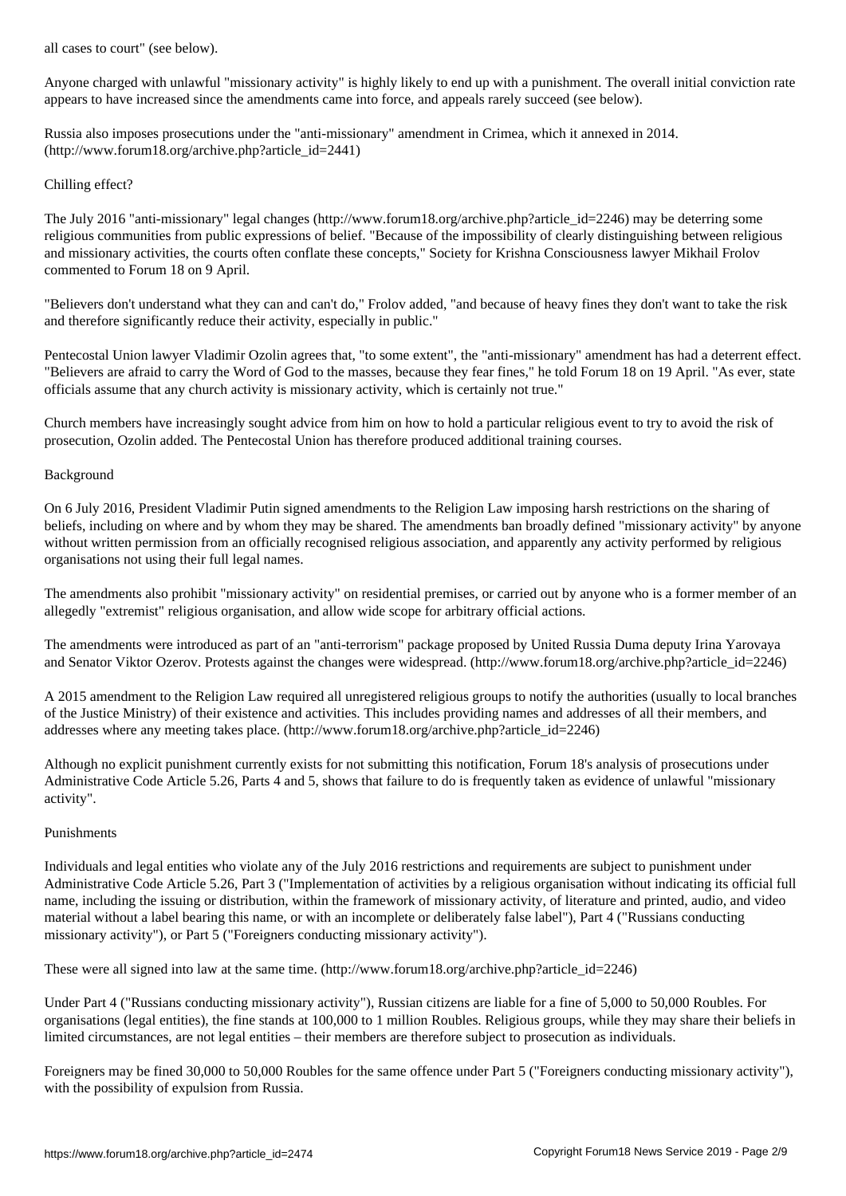all cases to court" (see below).

Anyone charged with unlawful "missionary activity" is highly likely to end up with a punishment. The overall initial conviction rate appears to have increased since the amendments came into force, and appeals rarely succeed (see below).

Russia also imposes prosecutions under the "anti-missionary" amendment in Crimea, which it annexed in 2014. (http://www.forum18.org/archive.php?article_id=2441)

## Chilling effect?

The July 2016 "anti-missionary" legal changes (http://www.forum18.org/archive.php?article_id=2246) may be deterring some religious communities from public expressions of belief. "Because of the impossibility of clearly distinguishing between religious and missionary activities, the courts often conflate these concepts," Society for Krishna Consciousness lawyer Mikhail Frolov commented to Forum 18 on 9 April.

"Believers don't understand what they can and can't do," Frolov added, "and because of heavy fines they don't want to take the risk and therefore significantly reduce their activity, especially in public."

Pentecostal Union lawyer Vladimir Ozolin agrees that, "to some extent", the "anti-missionary" amendment has had a deterrent effect. "Believers are afraid to carry the Word of God to the masses, because they fear fines," he told Forum 18 on 19 April. "As ever, state officials assume that any church activity is missionary activity, which is certainly not true."

Church members have increasingly sought advice from him on how to hold a particular religious event to try to avoid the risk of prosecution, Ozolin added. The Pentecostal Union has therefore produced additional training courses.

## Background

On 6 July 2016, President Vladimir Putin signed amendments to the Religion Law imposing harsh restrictions on the sharing of beliefs, including on where and by whom they may be shared. The amendments ban broadly defined "missionary activity" by anyone without written permission from an officially recognised religious association, and apparently any activity performed by religious organisations not using their full legal names.

The amendments also prohibit "missionary activity" on residential premises, or carried out by anyone who is a former member of an allegedly "extremist" religious organisation, and allow wide scope for arbitrary official actions.

The amendments were introduced as part of an "anti-terrorism" package proposed by United Russia Duma deputy Irina Yarovaya and Senator Viktor Ozerov. Protests against the changes were widespread. (http://www.forum18.org/archive.php?article_id=2246)

A 2015 amendment to the Religion Law required all unregistered religious groups to notify the authorities (usually to local branches of the Justice Ministry) of their existence and activities. This includes providing names and addresses of all their members, and addresses where any meeting takes place. (http://www.forum18.org/archive.php?article_id=2246)

Although no explicit punishment currently exists for not submitting this notification, Forum 18's analysis of prosecutions under Administrative Code Article 5.26, Parts 4 and 5, shows that failure to do is frequently taken as evidence of unlawful "missionary activity".

## Punishments

Individuals and legal entities who violate any of the July 2016 restrictions and requirements are subject to punishment under Administrative Code Article 5.26, Part 3 ("Implementation of activities by a religious organisation without indicating its official full name, including the issuing or distribution, within the framework of missionary activity, of literature and printed, audio, and video material without a label bearing this name, or with an incomplete or deliberately false label"), Part 4 ("Russians conducting missionary activity"), or Part 5 ("Foreigners conducting missionary activity").

These were all signed into law at the same time. (http://www.forum18.org/archive.php?article_id=2246)

Under Part 4 ("Russians conducting missionary activity"), Russian citizens are liable for a fine of 5,000 to 50,000 Roubles. For organisations (legal entities), the fine stands at 100,000 to 1 million Roubles. Religious groups, while they may share their beliefs in limited circumstances, are not legal entities – their members are therefore subject to prosecution as individuals.

Foreigners may be fined 30,000 to 50,000 Roubles for the same offence under Part 5 ("Foreigners conducting missionary activity"), with the possibility of expulsion from Russia.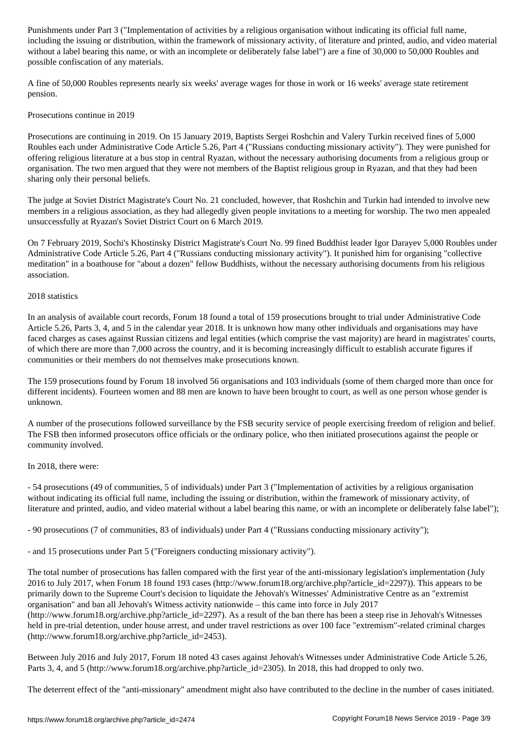Punishments under Part 3 ("Implementation of activities by a religious organisation without indicating its official full name, including the issuing or distribution, within the framework of missionary activity, of literature and printed, audio, and video material without a label bearing this name, or with an incomplete or deliberately false label") are a fine of 30,000 to 50,000 Roubles and possible confiscation of any materials.

A fine of 50,000 Roubles represents nearly six weeks' average wages for those in work or 16 weeks' average state retirement pension.

## Prosecutions continue in 2019

Prosecutions are continuing in 2019. On 15 January 2019, Baptists Sergei Roshchin and Valery Turkin received fines of 5,000 Roubles each under Administrative Code Article 5.26, Part 4 ("Russians conducting missionary activity"). They were punished for offering religious literature at a bus stop in central Ryazan, without the necessary authorising documents from a religious group or organisation. The two men argued that they were not members of the Baptist religious group in Ryazan, and that they had been sharing only their personal beliefs.

The judge at Soviet District Magistrate's Court No. 21 concluded, however, that Roshchin and Turkin had intended to involve new members in a religious association, as they had allegedly given people invitations to a meeting for worship. The two men appealed unsuccessfully at Ryazan's Soviet District Court on 6 March 2019.

On 7 February 2019, Sochi's Khostinsky District Magistrate's Court No. 99 fined Buddhist leader Igor Darayev 5,000 Roubles under Administrative Code Article 5.26, Part 4 ("Russians conducting missionary activity"). It punished him for organising "collective meditation" in a boathouse for "about a dozen" fellow Buddhists, without the necessary authorising documents from his religious association.

## 2018 statistics

In an analysis of available court records, Forum 18 found a total of 159 prosecutions brought to trial under Administrative Code Article 5.26, Parts 3, 4, and 5 in the calendar year 2018. It is unknown how many other individuals and organisations may have faced charges as cases against Russian citizens and legal entities (which comprise the vast majority) are heard in magistrates' courts, of which there are more than 7,000 across the country, and it is becoming increasingly difficult to establish accurate figures if communities or their members do not themselves make prosecutions known.

The 159 prosecutions found by Forum 18 involved 56 organisations and 103 individuals (some of them charged more than once for different incidents). Fourteen women and 88 men are known to have been brought to court, as well as one person whose gender is unknown.

A number of the prosecutions followed surveillance by the FSB security service of people exercising freedom of religion and belief. The FSB then informed prosecutors office officials or the ordinary police, who then initiated prosecutions against the people or community involved.

In 2018, there were:

- 54 prosecutions (49 of communities, 5 of individuals) under Part 3 ("Implementation of activities by a religious organisation without indicating its official full name, including the issuing or distribution, within the framework of missionary activity, of literature and printed, audio, and video material without a label bearing this name, or with an incomplete or deliberately false label");

- 90 prosecutions (7 of communities, 83 of individuals) under Part 4 ("Russians conducting missionary activity");

- and 15 prosecutions under Part 5 ("Foreigners conducting missionary activity").

The total number of prosecutions has fallen compared with the first year of the anti-missionary legislation's implementation (July 2016 to July 2017, when Forum 18 found 193 cases (http://www.forum18.org/archive.php?article_id=2297)). This appears to be primarily down to the Supreme Court's decision to liquidate the Jehovah's Witnesses' Administrative Centre as an "extremist organisation" and ban all Jehovah's Witness activity nationwide – this came into force in July 2017 (http://www.forum18.org/archive.php?article_id=2297). As a result of the ban there has been a steep rise in Jehovah's Witnesses held in pre-trial detention, under house arrest, and under travel restrictions as over 100 face "extremism"-related criminal charges (http://www.forum18.org/archive.php?article_id=2453).

Between July 2016 and July 2017, Forum 18 noted 43 cases against Jehovah's Witnesses under Administrative Code Article 5.26, Parts 3, 4, and 5 (http://www.forum18.org/archive.php?article_id=2305). In 2018, this had dropped to only two.

The deterrent effect of the "anti-missionary" amendment might also have contributed to the decline in the number of cases initiated.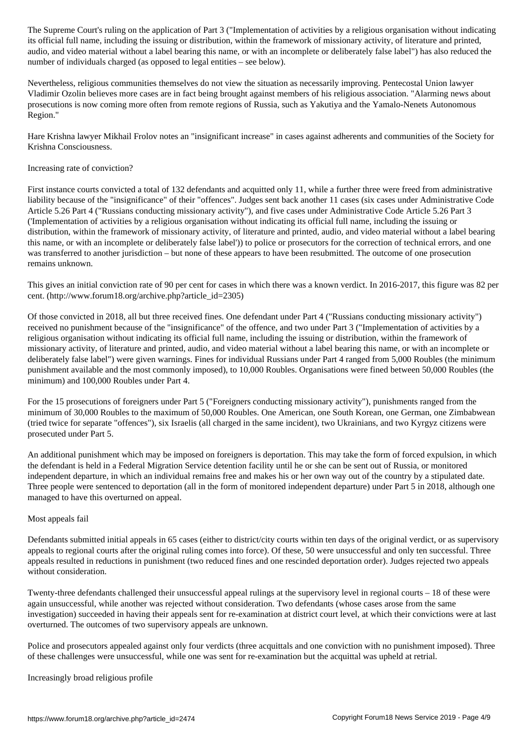The Supreme Court's ruling on the application of Part 3 ("Implementation of activities by a religious organisation without indicating its official full name, including the issuing or distribution, within the framework of missionary activity, of literature and printed, audio, and video material without a label bearing this name, or with an incomplete or deliberately false label") has also reduced the number of individuals charged (as opposed to legal entities – see below).

Nevertheless, religious communities themselves do not view the situation as necessarily improving. Pentecostal Union lawyer Vladimir Ozolin believes more cases are in fact being brought against members of his religious association. "Alarming news about prosecutions is now coming more often from remote regions of Russia, such as Yakutiya and the Yamalo-Nenets Autonomous Region."

Hare Krishna lawyer Mikhail Frolov notes an "insignificant increase" in cases against adherents and communities of the Society for Krishna Consciousness.

## Increasing rate of conviction?

First instance courts convicted a total of 132 defendants and acquitted only 11, while a further three were freed from administrative liability because of the "insignificance" of their "offences". Judges sent back another 11 cases (six cases under Administrative Code Article 5.26 Part 4 ("Russians conducting missionary activity"), and five cases under Administrative Code Article 5.26 Part 3 ('Implementation of activities by a religious organisation without indicating its official full name, including the issuing or distribution, within the framework of missionary activity, of literature and printed, audio, and video material without a label bearing this name, or with an incomplete or deliberately false label')) to police or prosecutors for the correction of technical errors, and one was transferred to another jurisdiction – but none of these appears to have been resubmitted. The outcome of one prosecution remains unknown.

This gives an initial conviction rate of 90 per cent for cases in which there was a known verdict. In 2016-2017, this figure was 82 per cent. (http://www.forum18.org/archive.php?article_id=2305)

Of those convicted in 2018, all but three received fines. One defendant under Part 4 ("Russians conducting missionary activity") received no punishment because of the "insignificance" of the offence, and two under Part 3 ("Implementation of activities by a religious organisation without indicating its official full name, including the issuing or distribution, within the framework of missionary activity, of literature and printed, audio, and video material without a label bearing this name, or with an incomplete or deliberately false label") were given warnings. Fines for individual Russians under Part 4 ranged from 5,000 Roubles (the minimum punishment available and the most commonly imposed), to 10,000 Roubles. Organisations were fined between 50,000 Roubles (the minimum) and 100,000 Roubles under Part 4.

For the 15 prosecutions of foreigners under Part 5 ("Foreigners conducting missionary activity"), punishments ranged from the minimum of 30,000 Roubles to the maximum of 50,000 Roubles. One American, one South Korean, one German, one Zimbabwean (tried twice for separate "offences"), six Israelis (all charged in the same incident), two Ukrainians, and two Kyrgyz citizens were prosecuted under Part 5.

An additional punishment which may be imposed on foreigners is deportation. This may take the form of forced expulsion, in which the defendant is held in a Federal Migration Service detention facility until he or she can be sent out of Russia, or monitored independent departure, in which an individual remains free and makes his or her own way out of the country by a stipulated date. Three people were sentenced to deportation (all in the form of monitored independent departure) under Part 5 in 2018, although one managed to have this overturned on appeal.

## Most appeals fail

Defendants submitted initial appeals in 65 cases (either to district/city courts within ten days of the original verdict, or as supervisory appeals to regional courts after the original ruling comes into force). Of these, 50 were unsuccessful and only ten successful. Three appeals resulted in reductions in punishment (two reduced fines and one rescinded deportation order). Judges rejected two appeals without consideration.

Twenty-three defendants challenged their unsuccessful appeal rulings at the supervisory level in regional courts – 18 of these were again unsuccessful, while another was rejected without consideration. Two defendants (whose cases arose from the same investigation) succeeded in having their appeals sent for re-examination at district court level, at which their convictions were at last overturned. The outcomes of two supervisory appeals are unknown.

Police and prosecutors appealed against only four verdicts (three acquittals and one conviction with no punishment imposed). Three of these challenges were unsuccessful, while one was sent for re-examination but the acquittal was upheld at retrial.

## Increasingly broad religious profile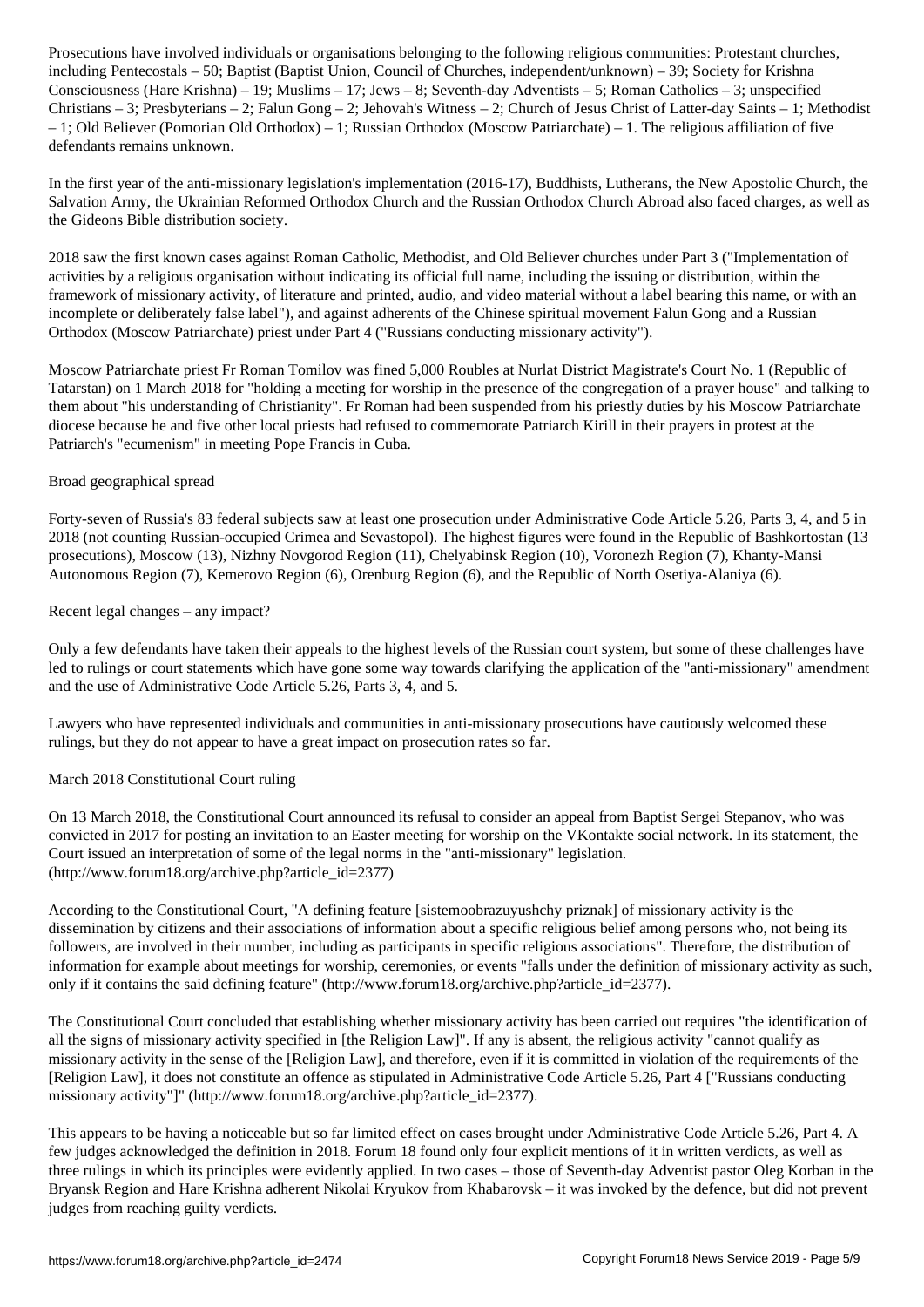Prosecutions have involved individuals or organisations belonging to the following religious communities: Protestant churches, including Pentecostals – 50; Baptist (Baptist Union, Council of Churches, independent/unknown) – 39; Society for Krishna Consciousness (Hare Krishna) – 19; Muslims – 17; Jews – 8; Seventh-day Adventists – 5; Roman Catholics – 3; unspecified Christians – 3; Presbyterians – 2; Falun Gong – 2; Jehovah's Witness – 2; Church of Jesus Christ of Latter-day Saints – 1; Methodist – 1; Old Believer (Pomorian Old Orthodox) – 1; Russian Orthodox (Moscow Patriarchate) – 1. The religious affiliation of five defendants remains unknown.

In the first year of the anti-missionary legislation's implementation (2016-17), Buddhists, Lutherans, the New Apostolic Church, the Salvation Army, the Ukrainian Reformed Orthodox Church and the Russian Orthodox Church Abroad also faced charges, as well as the Gideons Bible distribution society.

2018 saw the first known cases against Roman Catholic, Methodist, and Old Believer churches under Part 3 ("Implementation of activities by a religious organisation without indicating its official full name, including the issuing or distribution, within the framework of missionary activity, of literature and printed, audio, and video material without a label bearing this name, or with an incomplete or deliberately false label"), and against adherents of the Chinese spiritual movement Falun Gong and a Russian Orthodox (Moscow Patriarchate) priest under Part 4 ("Russians conducting missionary activity").

Moscow Patriarchate priest Fr Roman Tomilov was fined 5,000 Roubles at Nurlat District Magistrate's Court No. 1 (Republic of Tatarstan) on 1 March 2018 for "holding a meeting for worship in the presence of the congregation of a prayer house" and talking to them about "his understanding of Christianity". Fr Roman had been suspended from his priestly duties by his Moscow Patriarchate diocese because he and five other local priests had refused to commemorate Patriarch Kirill in their prayers in protest at the Patriarch's "ecumenism" in meeting Pope Francis in Cuba.

## Broad geographical spread

Forty-seven of Russia's 83 federal subjects saw at least one prosecution under Administrative Code Article 5.26, Parts 3, 4, and 5 in 2018 (not counting Russian-occupied Crimea and Sevastopol). The highest figures were found in the Republic of Bashkortostan (13 prosecutions), Moscow (13), Nizhny Novgorod Region (11), Chelyabinsk Region (10), Voronezh Region (7), Khanty-Mansi Autonomous Region (7), Kemerovo Region (6), Orenburg Region (6), and the Republic of North Osetiya-Alaniya (6).

## Recent legal changes – any impact?

Only a few defendants have taken their appeals to the highest levels of the Russian court system, but some of these challenges have led to rulings or court statements which have gone some way towards clarifying the application of the "anti-missionary" amendment and the use of Administrative Code Article 5.26, Parts 3, 4, and 5.

Lawyers who have represented individuals and communities in anti-missionary prosecutions have cautiously welcomed these rulings, but they do not appear to have a great impact on prosecution rates so far.

## March 2018 Constitutional Court ruling

On 13 March 2018, the Constitutional Court announced its refusal to consider an appeal from Baptist Sergei Stepanov, who was convicted in 2017 for posting an invitation to an Easter meeting for worship on the VKontakte social network. In its statement, the Court issued an interpretation of some of the legal norms in the "anti-missionary" legislation. (http://www.forum18.org/archive.php?article_id=2377)

According to the Constitutional Court, "A defining feature [sistemoobrazuyushchy priznak] of missionary activity is the dissemination by citizens and their associations of information about a specific religious belief among persons who, not being its followers, are involved in their number, including as participants in specific religious associations". Therefore, the distribution of information for example about meetings for worship, ceremonies, or events "falls under the definition of missionary activity as such, only if it contains the said defining feature" (http://www.forum18.org/archive.php?article_id=2377).

The Constitutional Court concluded that establishing whether missionary activity has been carried out requires "the identification of all the signs of missionary activity specified in [the Religion Law]". If any is absent, the religious activity "cannot qualify as missionary activity in the sense of the [Religion Law], and therefore, even if it is committed in violation of the requirements of the [Religion Law], it does not constitute an offence as stipulated in Administrative Code Article 5.26, Part 4 ["Russians conducting missionary activity"]" (http://www.forum18.org/archive.php?article_id=2377).

This appears to be having a noticeable but so far limited effect on cases brought under Administrative Code Article 5.26, Part 4. A few judges acknowledged the definition in 2018. Forum 18 found only four explicit mentions of it in written verdicts, as well as three rulings in which its principles were evidently applied. In two cases – those of Seventh-day Adventist pastor Oleg Korban in the Bryansk Region and Hare Krishna adherent Nikolai Kryukov from Khabarovsk – it was invoked by the defence, but did not prevent judges from reaching guilty verdicts.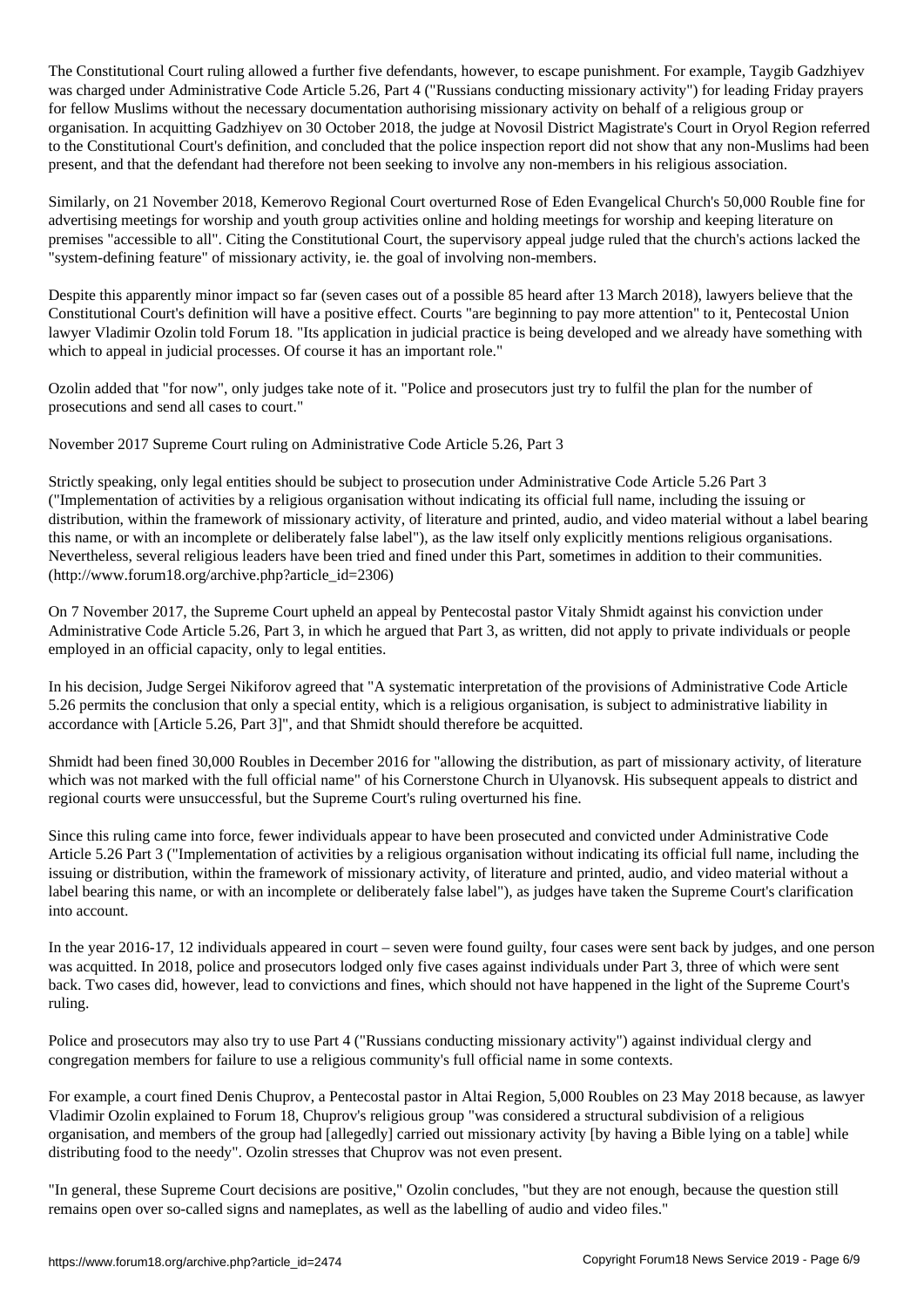The Constitutional Court ruling allowed a further five defendants, however, to escape punishment. For example, Taygib Gadzhiyev was charged under Administrative Code Article 5.26, Part 4 ("Russians conducting missionary activity") for leading Friday prayers for fellow Muslims without the necessary documentation authorising missionary activity on behalf of a religious group or organisation. In acquitting Gadzhiyev on 30 October 2018, the judge at Novosil District Magistrate's Court in Oryol Region referred to the Constitutional Court's definition, and concluded that the police inspection report did not show that any non-Muslims had been present, and that the defendant had therefore not been seeking to involve any non-members in his religious association.

Similarly, on 21 November 2018, Kemerovo Regional Court overturned Rose of Eden Evangelical Church's 50,000 Rouble fine for advertising meetings for worship and youth group activities online and holding meetings for worship and keeping literature on premises "accessible to all". Citing the Constitutional Court, the supervisory appeal judge ruled that the church's actions lacked the "system-defining feature" of missionary activity, ie. the goal of involving non-members.

Despite this apparently minor impact so far (seven cases out of a possible 85 heard after 13 March 2018), lawyers believe that the Constitutional Court's definition will have a positive effect. Courts "are beginning to pay more attention" to it, Pentecostal Union lawyer Vladimir Ozolin told Forum 18. "Its application in judicial practice is being developed and we already have something with which to appeal in judicial processes. Of course it has an important role."

Ozolin added that "for now", only judges take note of it. "Police and prosecutors just try to fulfil the plan for the number of prosecutions and send all cases to court."

November 2017 Supreme Court ruling on Administrative Code Article 5.26, Part 3

Strictly speaking, only legal entities should be subject to prosecution under Administrative Code Article 5.26 Part 3 ("Implementation of activities by a religious organisation without indicating its official full name, including the issuing or distribution, within the framework of missionary activity, of literature and printed, audio, and video material without a label bearing this name, or with an incomplete or deliberately false label"), as the law itself only explicitly mentions religious organisations. Nevertheless, several religious leaders have been tried and fined under this Part, sometimes in addition to their communities. (http://www.forum18.org/archive.php?article_id=2306)

On 7 November 2017, the Supreme Court upheld an appeal by Pentecostal pastor Vitaly Shmidt against his conviction under Administrative Code Article 5.26, Part 3, in which he argued that Part 3, as written, did not apply to private individuals or people employed in an official capacity, only to legal entities.

In his decision, Judge Sergei Nikiforov agreed that "A systematic interpretation of the provisions of Administrative Code Article 5.26 permits the conclusion that only a special entity, which is a religious organisation, is subject to administrative liability in accordance with [Article 5.26, Part 3]", and that Shmidt should therefore be acquitted.

Shmidt had been fined 30,000 Roubles in December 2016 for "allowing the distribution, as part of missionary activity, of literature which was not marked with the full official name" of his Cornerstone Church in Ulyanovsk. His subsequent appeals to district and regional courts were unsuccessful, but the Supreme Court's ruling overturned his fine.

Since this ruling came into force, fewer individuals appear to have been prosecuted and convicted under Administrative Code Article 5.26 Part 3 ("Implementation of activities by a religious organisation without indicating its official full name, including the issuing or distribution, within the framework of missionary activity, of literature and printed, audio, and video material without a label bearing this name, or with an incomplete or deliberately false label"), as judges have taken the Supreme Court's clarification into account.

In the year 2016-17, 12 individuals appeared in court – seven were found guilty, four cases were sent back by judges, and one person was acquitted. In 2018, police and prosecutors lodged only five cases against individuals under Part 3, three of which were sent back. Two cases did, however, lead to convictions and fines, which should not have happened in the light of the Supreme Court's ruling.

Police and prosecutors may also try to use Part 4 ("Russians conducting missionary activity") against individual clergy and congregation members for failure to use a religious community's full official name in some contexts.

For example, a court fined Denis Chuprov, a Pentecostal pastor in Altai Region, 5,000 Roubles on 23 May 2018 because, as lawyer Vladimir Ozolin explained to Forum 18, Chuprov's religious group "was considered a structural subdivision of a religious organisation, and members of the group had [allegedly] carried out missionary activity [by having a Bible lying on a table] while distributing food to the needy". Ozolin stresses that Chuprov was not even present.

"In general, these Supreme Court decisions are positive," Ozolin concludes, "but they are not enough, because the question still remains open over so-called signs and nameplates, as well as the labelling of audio and video files."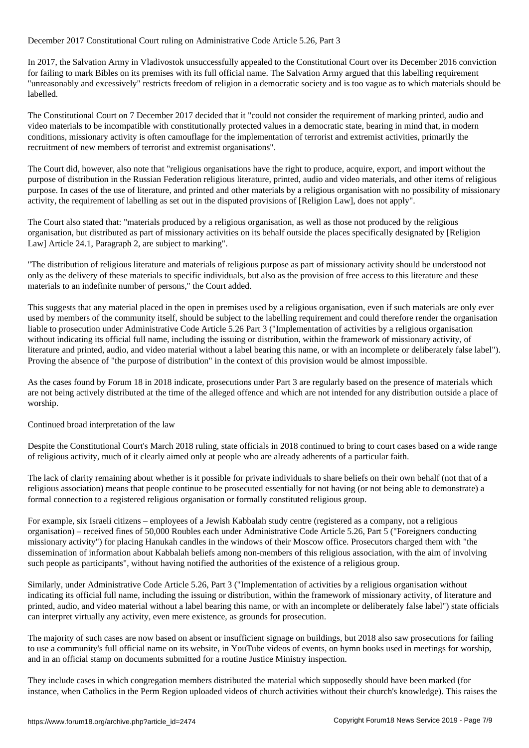## December 2017 Constitutional Court ruling on Administrative Code Article 5.26, Part 3

In 2017, the Salvation Army in Vladivostok unsuccessfully appealed to the Constitutional Court over its December 2016 conviction for failing to mark Bibles on its premises with its full official name. The Salvation Army argued that this labelling requirement "unreasonably and excessively" restricts freedom of religion in a democratic society and is too vague as to which materials should be labelled.

The Constitutional Court on 7 December 2017 decided that it "could not consider the requirement of marking printed, audio and video materials to be incompatible with constitutionally protected values in a democratic state, bearing in mind that, in modern conditions, missionary activity is often camouflage for the implementation of terrorist and extremist activities, primarily the recruitment of new members of terrorist and extremist organisations".

The Court did, however, also note that "religious organisations have the right to produce, acquire, export, and import without the purpose of distribution in the Russian Federation religious literature, printed, audio and video materials, and other items of religious purpose. In cases of the use of literature, and printed and other materials by a religious organisation with no possibility of missionary activity, the requirement of labelling as set out in the disputed provisions of [Religion Law], does not apply".

The Court also stated that: "materials produced by a religious organisation, as well as those not produced by the religious organisation, but distributed as part of missionary activities on its behalf outside the places specifically designated by [Religion Law] Article 24.1, Paragraph 2, are subject to marking".

"The distribution of religious literature and materials of religious purpose as part of missionary activity should be understood not only as the delivery of these materials to specific individuals, but also as the provision of free access to this literature and these materials to an indefinite number of persons," the Court added.

This suggests that any material placed in the open in premises used by a religious organisation, even if such materials are only ever used by members of the community itself, should be subject to the labelling requirement and could therefore render the organisation liable to prosecution under Administrative Code Article 5.26 Part 3 ("Implementation of activities by a religious organisation without indicating its official full name, including the issuing or distribution, within the framework of missionary activity, of literature and printed, audio, and video material without a label bearing this name, or with an incomplete or deliberately false label"). Proving the absence of "the purpose of distribution" in the context of this provision would be almost impossible.

As the cases found by Forum 18 in 2018 indicate, prosecutions under Part 3 are regularly based on the presence of materials which are not being actively distributed at the time of the alleged offence and which are not intended for any distribution outside a place of worship.

## Continued broad interpretation of the law

Despite the Constitutional Court's March 2018 ruling, state officials in 2018 continued to bring to court cases based on a wide range of religious activity, much of it clearly aimed only at people who are already adherents of a particular faith.

The lack of clarity remaining about whether is it possible for private individuals to share beliefs on their own behalf (not that of a religious association) means that people continue to be prosecuted essentially for not having (or not being able to demonstrate) a formal connection to a registered religious organisation or formally constituted religious group.

For example, six Israeli citizens – employees of a Jewish Kabbalah study centre (registered as a company, not a religious organisation) – received fines of 50,000 Roubles each under Administrative Code Article 5.26, Part 5 ("Foreigners conducting missionary activity") for placing Hanukah candles in the windows of their Moscow office. Prosecutors charged them with "the dissemination of information about Kabbalah beliefs among non-members of this religious association, with the aim of involving such people as participants", without having notified the authorities of the existence of a religious group.

Similarly, under Administrative Code Article 5.26, Part 3 ("Implementation of activities by a religious organisation without indicating its official full name, including the issuing or distribution, within the framework of missionary activity, of literature and printed, audio, and video material without a label bearing this name, or with an incomplete or deliberately false label") state officials can interpret virtually any activity, even mere existence, as grounds for prosecution.

The majority of such cases are now based on absent or insufficient signage on buildings, but 2018 also saw prosecutions for failing to use a community's full official name on its website, in YouTube videos of events, on hymn books used in meetings for worship, and in an official stamp on documents submitted for a routine Justice Ministry inspection.

They include cases in which congregation members distributed the material which supposedly should have been marked (for instance, when Catholics in the Perm Region uploaded videos of church activities without their church's knowledge). This raises the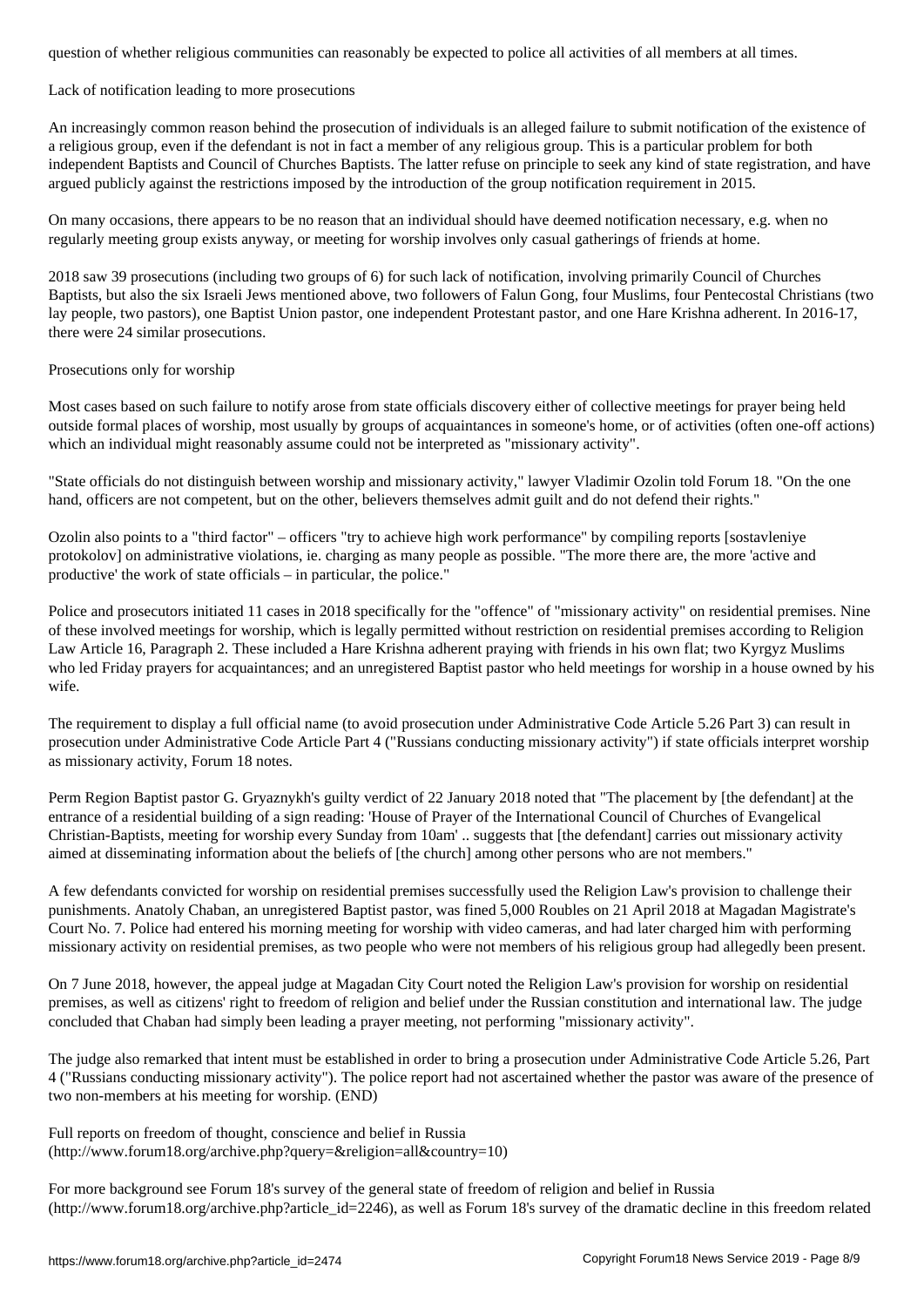question of whether religious communities can reasonably be expected to police all activities of all members at all times.

Lack of notification leading to more prosecutions

An increasingly common reason behind the prosecution of individuals is an alleged failure to submit notification of the existence of a religious group, even if the defendant is not in fact a member of any religious group. This is a particular problem for both independent Baptists and Council of Churches Baptists. The latter refuse on principle to seek any kind of state registration, and have argued publicly against the restrictions imposed by the introduction of the group notification requirement in 2015.

On many occasions, there appears to be no reason that an individual should have deemed notification necessary, e.g. when no regularly meeting group exists anyway, or meeting for worship involves only casual gatherings of friends at home.

2018 saw 39 prosecutions (including two groups of 6) for such lack of notification, involving primarily Council of Churches Baptists, but also the six Israeli Jews mentioned above, two followers of Falun Gong, four Muslims, four Pentecostal Christians (two lay people, two pastors), one Baptist Union pastor, one independent Protestant pastor, and one Hare Krishna adherent. In 2016-17, there were 24 similar prosecutions.

Prosecutions only for worship

Most cases based on such failure to notify arose from state officials discovery either of collective meetings for prayer being held outside formal places of worship, most usually by groups of acquaintances in someone's home, or of activities (often one-off actions) which an individual might reasonably assume could not be interpreted as "missionary activity".

"State officials do not distinguish between worship and missionary activity," lawyer Vladimir Ozolin told Forum 18. "On the one hand, officers are not competent, but on the other, believers themselves admit guilt and do not defend their rights."

Ozolin also points to a "third factor" – officers "try to achieve high work performance" by compiling reports [sostavleniye protokolov] on administrative violations, ie. charging as many people as possible. "The more there are, the more 'active and productive' the work of state officials – in particular, the police."

Police and prosecutors initiated 11 cases in 2018 specifically for the "offence" of "missionary activity" on residential premises. Nine of these involved meetings for worship, which is legally permitted without restriction on residential premises according to Religion Law Article 16, Paragraph 2. These included a Hare Krishna adherent praying with friends in his own flat; two Kyrgyz Muslims who led Friday prayers for acquaintances; and an unregistered Baptist pastor who held meetings for worship in a house owned by his wife.

The requirement to display a full official name (to avoid prosecution under Administrative Code Article 5.26 Part 3) can result in prosecution under Administrative Code Article Part 4 ("Russians conducting missionary activity") if state officials interpret worship as missionary activity, Forum 18 notes.

Perm Region Baptist pastor G. Gryaznykh's guilty verdict of 22 January 2018 noted that "The placement by [the defendant] at the entrance of a residential building of a sign reading: 'House of Prayer of the International Council of Churches of Evangelical Christian-Baptists, meeting for worship every Sunday from 10am' .. suggests that [the defendant] carries out missionary activity aimed at disseminating information about the beliefs of [the church] among other persons who are not members."

A few defendants convicted for worship on residential premises successfully used the Religion Law's provision to challenge their punishments. Anatoly Chaban, an unregistered Baptist pastor, was fined 5,000 Roubles on 21 April 2018 at Magadan Magistrate's Court No. 7. Police had entered his morning meeting for worship with video cameras, and had later charged him with performing missionary activity on residential premises, as two people who were not members of his religious group had allegedly been present.

On 7 June 2018, however, the appeal judge at Magadan City Court noted the Religion Law's provision for worship on residential premises, as well as citizens' right to freedom of religion and belief under the Russian constitution and international law. The judge concluded that Chaban had simply been leading a prayer meeting, not performing "missionary activity".

The judge also remarked that intent must be established in order to bring a prosecution under Administrative Code Article 5.26, Part 4 ("Russians conducting missionary activity"). The police report had not ascertained whether the pastor was aware of the presence of two non-members at his meeting for worship. (END)

Full reports on freedom of thought, conscience and belief in Russia
(http://www.forum18.org/archive.php?query=&religion=all&country=10)

For more background see Forum 18's survey of the general state of freedom of religion and belief in Russia
(http://www.forum18.org/archive.php?article_id=2246), as well as Forum 18's survey of the dramatic decline in this freedom related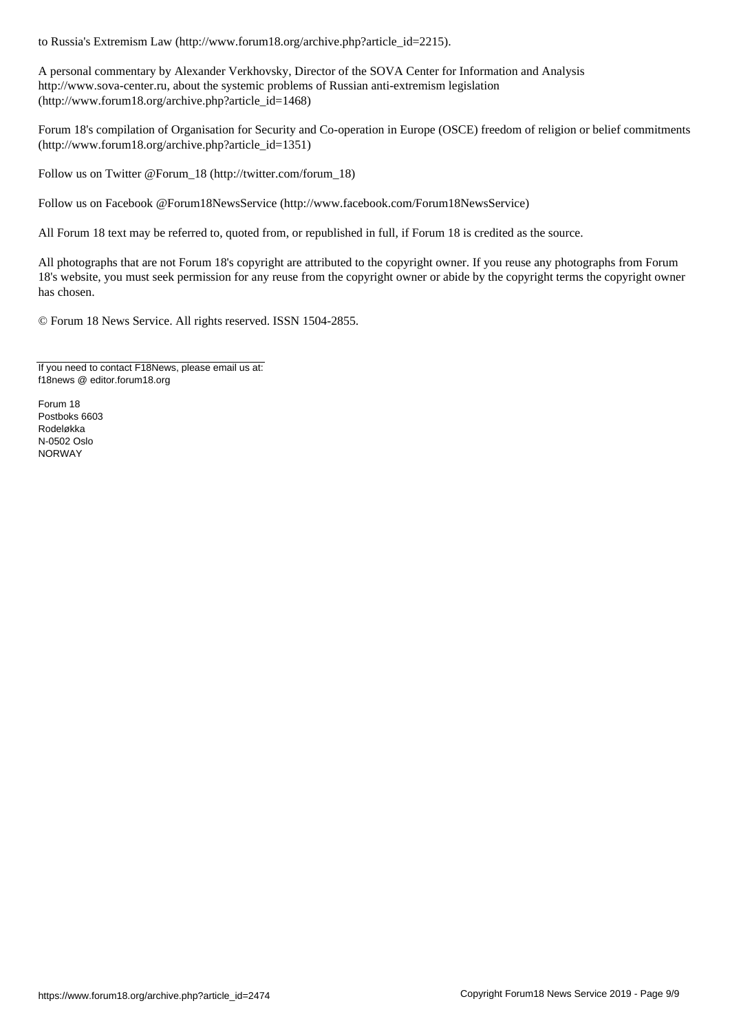to Russia's Extremism Law (http://www.forum18.org/archive.php?article_id=2215).

A personal commentary by Alexander Verkhovsky, Director of the SOVA Center for Information and Analysis http://www.sova-center.ru, about the systemic problems of Russian anti-extremism legislation (http://www.forum18.org/archive.php?article_id=1468)

Forum 18's compilation of Organisation for Security and Co-operation in Europe (OSCE) freedom of religion or belief commitments (http://www.forum18.org/archive.php?article_id=1351)

Follow us on Twitter @Forum_18 (http://twitter.com/forum_18)

Follow us on Facebook @Forum18NewsService (http://www.facebook.com/Forum18NewsService)

All Forum 18 text may be referred to, quoted from, or republished in full, if Forum 18 is credited as the source.

All photographs that are not Forum 18's copyright are attributed to the copyright owner. If you reuse any photographs from Forum 18's website, you must seek permission for any reuse from the copyright owner or abide by the copyright terms the copyright owner has chosen.

© Forum 18 News Service. All rights reserved. ISSN 1504-2855.

---

If you need to contact F18News, please email us at:
f18news @ editor.forum18.org

Forum 18
Postboks 6603
Rodeløkka
N-0502 Oslo
NORWAY